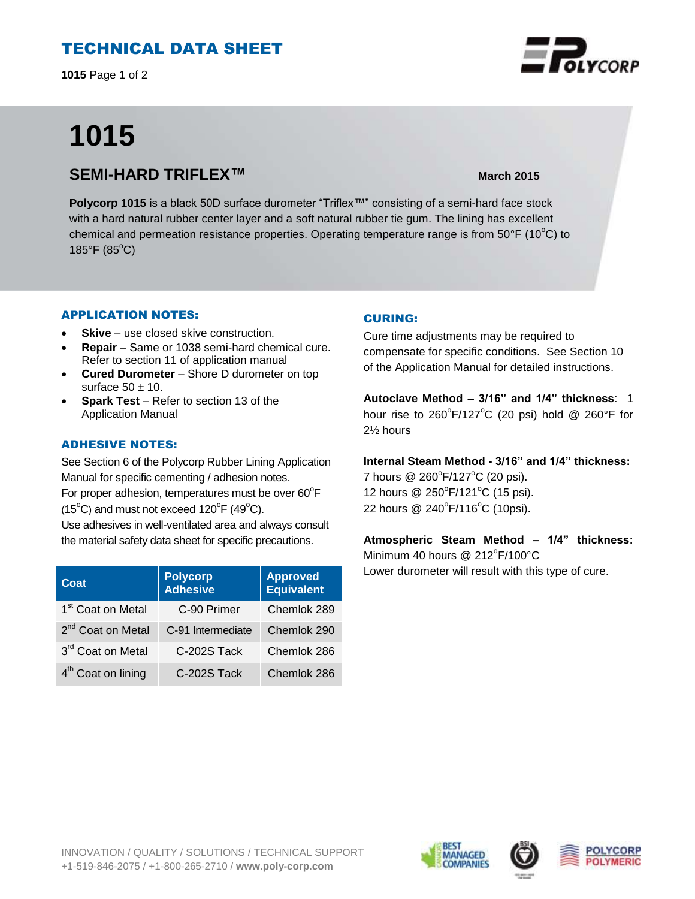# TECHNICAL DATA SHEET

**1015** Page 1 of 2

# 1015

## SEMI-HARD TRIFLEX™

**March 2015**

**Polycorp 1015** is a black 50D surface durometer "Triflex™" consisting of a semi-hard face stock with a hard natural rubber center layer and a soft natural rubber tie gum. The lining has excellent chemical and permeation resistance properties. Operating temperature range is from 50°F (10°C) to 185°F (85°C)

### APPLICATION NOTES:

- **Skive** – use closed skive construction.
- **Repair** – Same or 1038 semi-hard chemical cure. Refer to section 11 of application manual
- **Cured Durometer** – Shore D durometer on top surface 50 ± 10.
- **Spark Test** – Refer to section 13 of the Application Manual

### ADHESIVE NOTES:

See Section 6 of the Polycorp Rubber Lining Application Manual for specific cementing / adhesion notes.
For proper adhesion, temperatures must be over 60°F (15°C) and must not exceed 120°F (49°C).
Use adhesives in well-ventilated area and always consult the material safety data sheet for specific precautions.

| Coat | Polycorp Adhesive | Approved Equivalent |
|---|---|---|
| 1st Coat on Metal | C-90 Primer | Chemlok 289 |
| 2nd Coat on Metal | C-91 Intermediate | Chemlok 290 |
| 3rd Coat on Metal | C-202S Tack | Chemlok 286 |
| 4th Coat on lining | C-202S Tack | Chemlok 286 |

### CURING:

Cure time adjustments may be required to compensate for specific conditions. See Section 10 of the Application Manual for detailed instructions.

**Autoclave Method – 3/16" and 1/4" thickness**: 1 hour rise to 260°F/127°C (20 psi) hold @ 260°F for 2½ hours

**Internal Steam Method - 3/16" and 1/4" thickness:**
7 hours @ 260°F/127°C (20 psi).
12 hours @ 250°F/121°C (15 psi).
22 hours @ 240°F/116°C (10psi).

**Atmospheric Steam Method – 1/4" thickness:**
Minimum 40 hours @ 212°F/100°C
Lower durometer will result with this type of cure.

INNOVATION / QUALITY / SOLUTIONS / TECHNICAL SUPPORT
+1-519-846-2075 / +1-800-265-2710 / **www.poly-corp.com**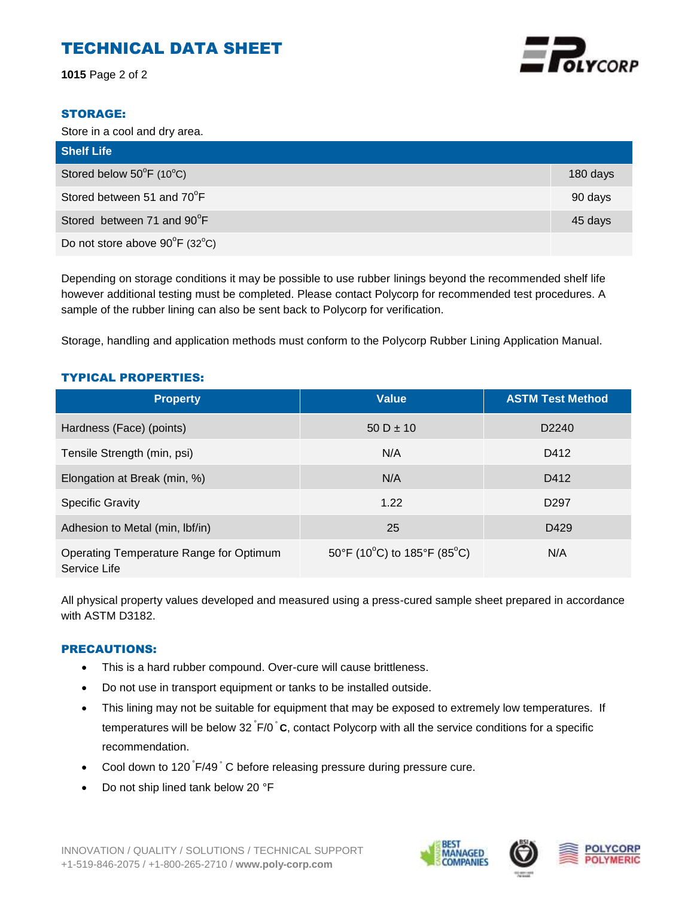## STORAGE:

Store in a cool and dry area.

| Shelf Life | |
|---|---|
| Stored below 50°F (10°C) | 180 days |
| Stored between 51 and 70°F | 90 days |
| Stored between 71 and 90°F | 45 days |
| Do not store above 90°F (32°C) | |

Depending on storage conditions it may be possible to use rubber linings beyond the recommended shelf life however additional testing must be completed. Please contact Polycorp for recommended test procedures. A sample of the rubber lining can also be sent back to Polycorp for verification.

Storage, handling and application methods must conform to the Polycorp Rubber Lining Application Manual.

## TYPICAL PROPERTIES:

| Property | Value | ASTM Test Method |
|---|---|---|
| Hardness (Face) (points) | 50 D ± 10 | D2240 |
| Tensile Strength (min, psi) | N/A | D412 |
| Elongation at Break (min, %) | N/A | D412 |
| Specific Gravity | 1.22 | D297 |
| Adhesion to Metal (min, lbf/in) | 25 | D429 |
| Operating Temperature Range for Optimum Service Life | 50°F (10°C) to 185°F (85°C) | N/A |

All physical property values developed and measured using a press-cured sample sheet prepared in accordance with ASTM D3182.

## PRECAUTIONS:

- This is a hard rubber compound. Over-cure will cause brittleness.
- Do not use in transport equipment or tanks to be installed outside.
- This lining may not be suitable for equipment that may be exposed to extremely low temperatures. If temperatures will be below 32 °F/0 ° **C**, contact Polycorp with all the service conditions for a specific recommendation.
- Cool down to 120 °F/49 ° C before releasing pressure during pressure cure.
- Do not ship lined tank below 20 °F

INNOVATION / QUALITY / SOLUTIONS / TECHNICAL SUPPORT
+1-519-846-2075 / +1-800-265-2710 / **www.poly-corp.com**